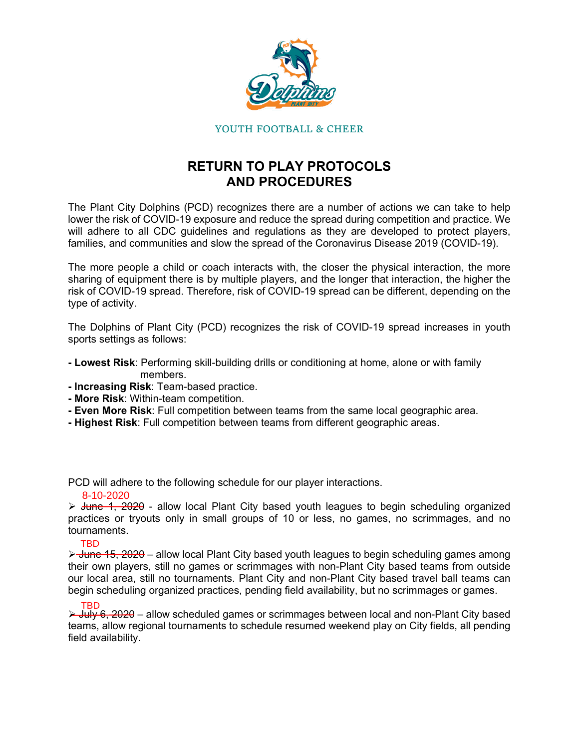YOUTH FOOTBALL & CHEER

# RETURN TO PLAY PROTOCOLS AND PROCEDURES

The Plant City Dolphins (PCD) recognizes there are a number of actions we can take to help lower the risk of COVID-19 exposure and reduce the spread during competition and practice. We will adhere to all CDC guidelines and regulations as they are developed to protect players, families, and communities and slow the spread of the Coronavirus Disease 2019 (COVID-19).

The more people a child or coach interacts with, the closer the physical interaction, the more sharing of equipment there is by multiple players, and the longer that interaction, the higher the risk of COVID-19 spread. Therefore, risk of COVID-19 spread can be different, depending on the type of activity.

The Dolphins of Plant City (PCD) recognizes the risk of COVID-19 spread increases in youth sports settings as follows:

- **Lowest Risk**: Performing skill-building drills or conditioning at home, alone or with family members.
- **Increasing Risk**: Team-based practice.
- **More Risk**: Within-team competition.
- **Even More Risk**: Full competition between teams from the same local geographic area.
- **Highest Risk**: Full competition between teams from different geographic areas.

PCD will adhere to the following schedule for our player interactions.

- 8-10-2020 ~~June 1, 2020~~ - allow local Plant City based youth leagues to begin scheduling organized practices or tryouts only in small groups of 10 or less, no games, no scrimmages, and no tournaments.
- TBD ~~June 15, 2020~~ – allow local Plant City based youth leagues to begin scheduling games among their own players, still no games or scrimmages with non-Plant City based teams from outside our local area, still no tournaments. Plant City and non-Plant City based travel ball teams can begin scheduling organized practices, pending field availability, but no scrimmages or games.
- TBD ~~July 6, 2020~~ – allow scheduled games or scrimmages between local and non-Plant City based teams, allow regional tournaments to schedule resumed weekend play on City fields, all pending field availability.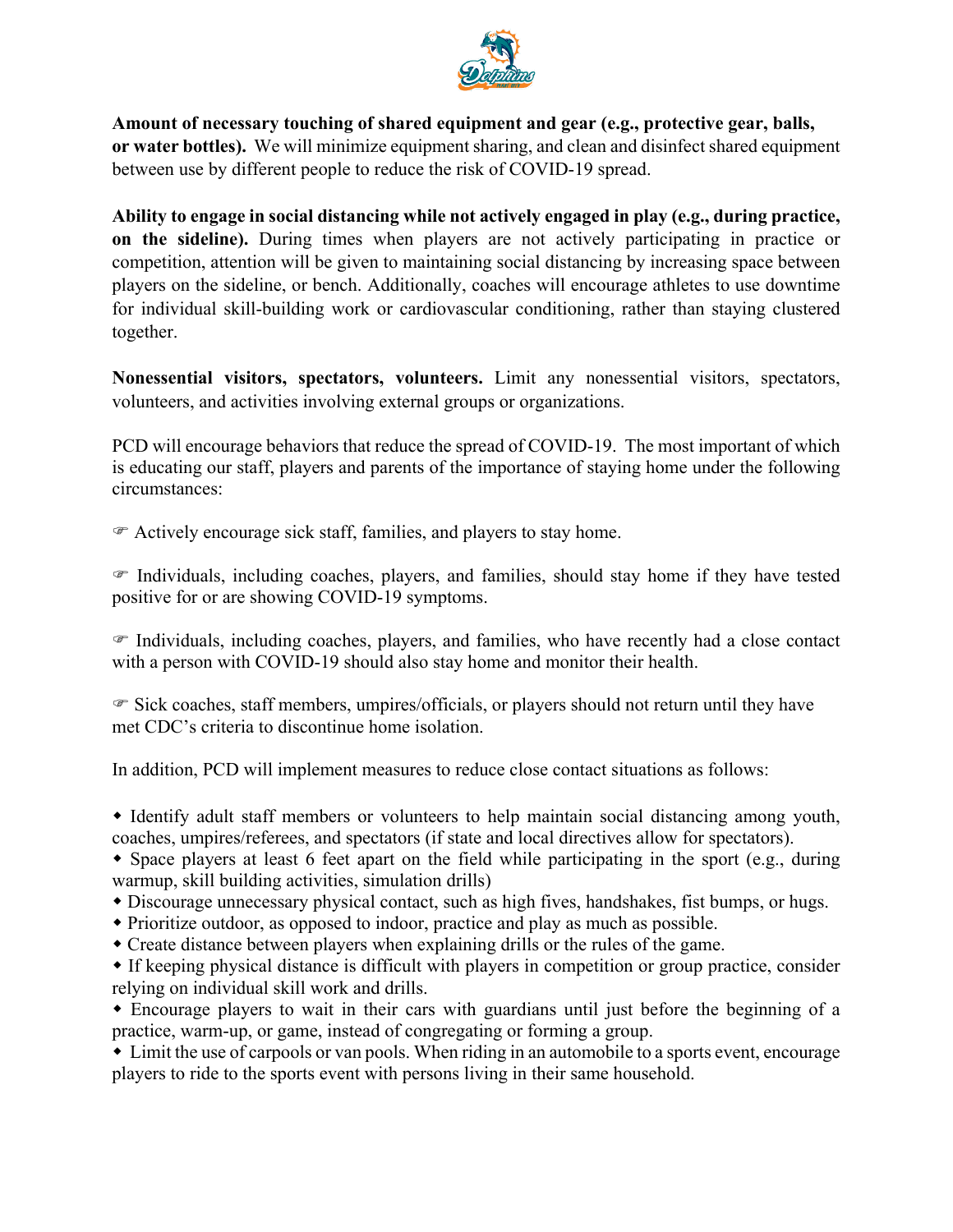**Amount of necessary touching of shared equipment and gear (e.g., protective gear, balls, or water bottles).** We will minimize equipment sharing, and clean and disinfect shared equipment between use by different people to reduce the risk of COVID-19 spread.

**Ability to engage in social distancing while not actively engaged in play (e.g., during practice, on the sideline).** During times when players are not actively participating in practice or competition, attention will be given to maintaining social distancing by increasing space between players on the sideline, or bench. Additionally, coaches will encourage athletes to use downtime for individual skill-building work or cardiovascular conditioning, rather than staying clustered together.

**Nonessential visitors, spectators, volunteers.** Limit any nonessential visitors, spectators, volunteers, and activities involving external groups or organizations.

PCD will encourage behaviors that reduce the spread of COVID-19. The most important of which is educating our staff, players and parents of the importance of staying home under the following circumstances:

☞ Actively encourage sick staff, families, and players to stay home.

☞ Individuals, including coaches, players, and families, should stay home if they have tested positive for or are showing COVID-19 symptoms.

☞ Individuals, including coaches, players, and families, who have recently had a close contact with a person with COVID-19 should also stay home and monitor their health.

☞ Sick coaches, staff members, umpires/officials, or players should not return until they have met CDC's criteria to discontinue home isolation.

In addition, PCD will implement measures to reduce close contact situations as follows:

- Identify adult staff members or volunteers to help maintain social distancing among youth, coaches, umpires/referees, and spectators (if state and local directives allow for spectators).
- Space players at least 6 feet apart on the field while participating in the sport (e.g., during warmup, skill building activities, simulation drills)
- Discourage unnecessary physical contact, such as high fives, handshakes, fist bumps, or hugs.
- Prioritize outdoor, as opposed to indoor, practice and play as much as possible.
- Create distance between players when explaining drills or the rules of the game.
- If keeping physical distance is difficult with players in competition or group practice, consider relying on individual skill work and drills.
- Encourage players to wait in their cars with guardians until just before the beginning of a practice, warm-up, or game, instead of congregating or forming a group.
- Limit the use of carpools or van pools. When riding in an automobile to a sports event, encourage players to ride to the sports event with persons living in their same household.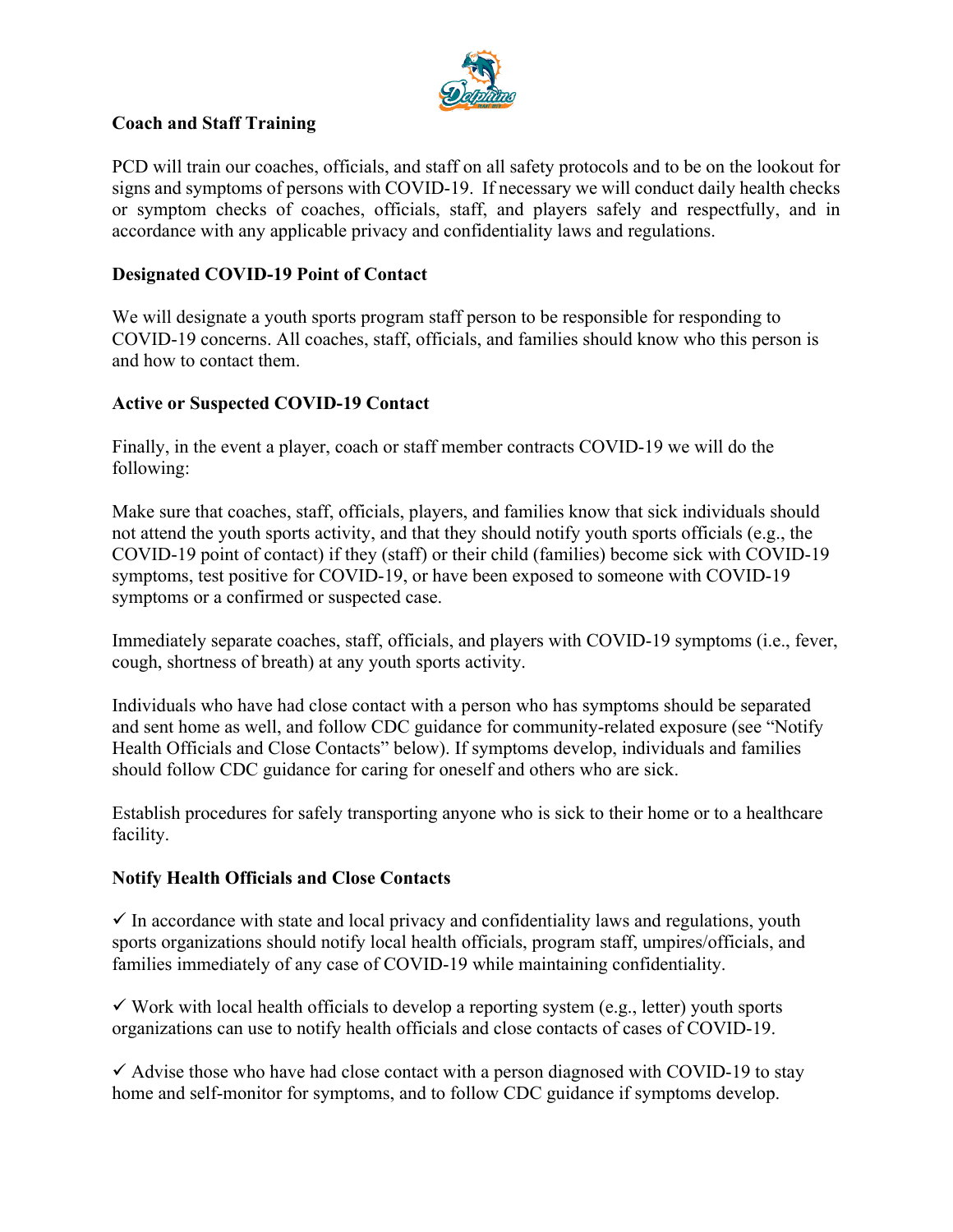**Coach and Staff Training**

PCD will train our coaches, officials, and staff on all safety protocols and to be on the lookout for signs and symptoms of persons with COVID-19. If necessary we will conduct daily health checks or symptom checks of coaches, officials, staff, and players safely and respectfully, and in accordance with any applicable privacy and confidentiality laws and regulations.

**Designated COVID-19 Point of Contact**

We will designate a youth sports program staff person to be responsible for responding to COVID-19 concerns. All coaches, staff, officials, and families should know who this person is and how to contact them.

**Active or Suspected COVID-19 Contact**

Finally, in the event a player, coach or staff member contracts COVID-19 we will do the following:

Make sure that coaches, staff, officials, players, and families know that sick individuals should not attend the youth sports activity, and that they should notify youth sports officials (e.g., the COVID-19 point of contact) if they (staff) or their child (families) become sick with COVID-19 symptoms, test positive for COVID-19, or have been exposed to someone with COVID-19 symptoms or a confirmed or suspected case.

Immediately separate coaches, staff, officials, and players with COVID-19 symptoms (i.e., fever, cough, shortness of breath) at any youth sports activity.

Individuals who have had close contact with a person who has symptoms should be separated and sent home as well, and follow CDC guidance for community-related exposure (see "Notify Health Officials and Close Contacts" below). If symptoms develop, individuals and families should follow CDC guidance for caring for oneself and others who are sick.

Establish procedures for safely transporting anyone who is sick to their home or to a healthcare facility.

**Notify Health Officials and Close Contacts**

✓ In accordance with state and local privacy and confidentiality laws and regulations, youth sports organizations should notify local health officials, program staff, umpires/officials, and families immediately of any case of COVID-19 while maintaining confidentiality.

✓ Work with local health officials to develop a reporting system (e.g., letter) youth sports organizations can use to notify health officials and close contacts of cases of COVID-19.

✓ Advise those who have had close contact with a person diagnosed with COVID-19 to stay home and self-monitor for symptoms, and to follow CDC guidance if symptoms develop.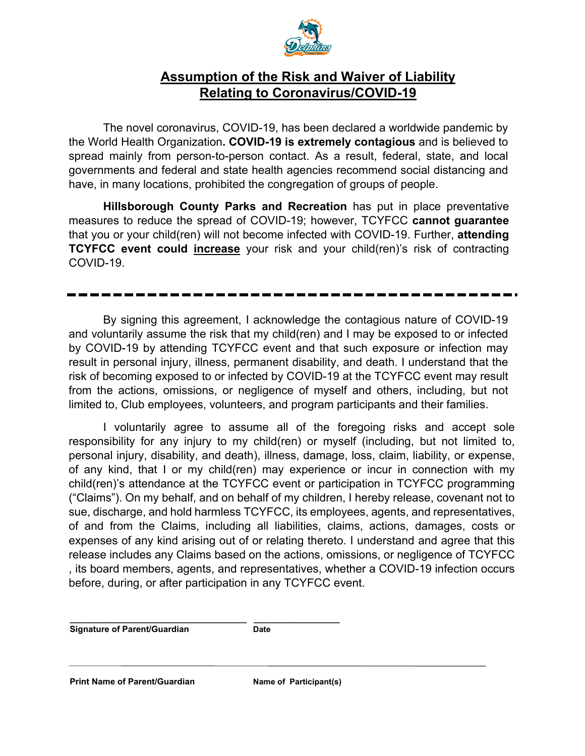# Assumption of the Risk and Waiver of Liability Relating to Coronavirus/COVID-19

The novel coronavirus, COVID-19, has been declared a worldwide pandemic by the World Health Organization**. COVID-19 is extremely contagious** and is believed to spread mainly from person-to-person contact. As a result, federal, state, and local governments and federal and state health agencies recommend social distancing and have, in many locations, prohibited the congregation of groups of people.

**Hillsborough County Parks and Recreation** has put in place preventative measures to reduce the spread of COVID-19; however, TCYFCC **cannot guarantee** that you or your child(ren) will not become infected with COVID-19. Further, **attending TCYFCC event could increase** your risk and your child(ren)'s risk of contracting COVID-19.

---

By signing this agreement, I acknowledge the contagious nature of COVID-19 and voluntarily assume the risk that my child(ren) and I may be exposed to or infected by COVID-19 by attending TCYFCC event and that such exposure or infection may result in personal injury, illness, permanent disability, and death. I understand that the risk of becoming exposed to or infected by COVID-19 at the TCYFCC event may result from the actions, omissions, or negligence of myself and others, including, but not limited to, Club employees, volunteers, and program participants and their families.

I voluntarily agree to assume all of the foregoing risks and accept sole responsibility for any injury to my child(ren) or myself (including, but not limited to, personal injury, disability, and death), illness, damage, loss, claim, liability, or expense, of any kind, that I or my child(ren) may experience or incur in connection with my child(ren)'s attendance at the TCYFCC event or participation in TCYFCC programming ("Claims"). On my behalf, and on behalf of my children, I hereby release, covenant not to sue, discharge, and hold harmless TCYFCC, its employees, agents, and representatives, of and from the Claims, including all liabilities, claims, actions, damages, costs or expenses of any kind arising out of or relating thereto. I understand and agree that this release includes any Claims based on the actions, omissions, or negligence of TCYFCC , its board members, agents, and representatives, whether a COVID-19 infection occurs before, during, or after participation in any TCYFCC event.

**Signature of Parent/Guardian** _______________ **Date** _______________

**Print Name of Parent/Guardian** _______________ **Name of Participant(s)** _______________